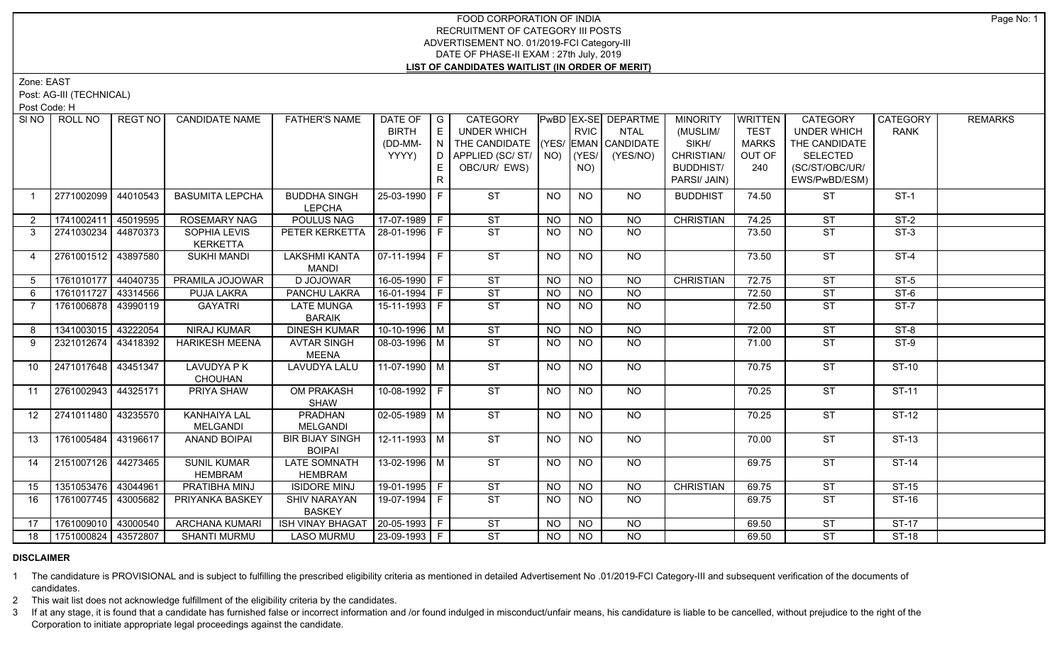# FOOD CORPORATION OF INDIA
## RECRUITMENT OF CATEGORY III POSTS
## ADVERTISEMENT NO. 01/2019-FCI Category-III
## DATE OF PHASE-II EXAM : 27th July, 2019
## LIST OF CANDIDATES WAITLIST (IN ORDER OF MERIT)

Zone: EAST

Post: AG-III (TECHNICAL)

Post Code: H

| SI NO | ROLL NO | REGT NO | CANDIDATE NAME | FATHER'S NAME | DATE OF BIRTH (DD-MM-YYYY) | GENDER | CATEGORY UNDER WHICH THE CANDIDATE APPLIED (SC/ ST/ OBC/UR/ EWS) | PwBD (YES/ NO) | EX-SERVICEMAN (YES/ NO) | DEPARTMENTAL CANDIDATE (YES/NO) | MINORITY (MUSLIM/ SIKH/ CHRISTIAN/ BUDDHIST/ PARSI/ JAIN) | WRITTEN TEST MARKS OUT OF 240 | CATEGORY UNDER WHICH THE CANDIDATE SELECTED (SC/ST/OBC/UR/ EWS/PwBD/ESM) | CATEGORY RANK | REMARKS |
|---|---|---|---|---|---|---|---|---|---|---|---|---|---|---|---|
| 1 | 2771002099 | 44010543 | BASUMITA LEPCHA | BUDDHA SINGH LEPCHA | 25-03-1990 | F | ST | NO | NO | NO | BUDDHIST | 74.50 | ST | ST-1 | |
| 2 | 1741002411 | 45019595 | ROSEMARY NAG | POULUS NAG | 17-07-1989 | F | ST | NO | NO | NO | CHRISTIAN | 74.25 | ST | ST-2 | |
| 3 | 2741030234 | 44870373 | SOPHIA LEVIS KERKETTA | PETER KERKETTA | 28-01-1996 | F | ST | NO | NO | NO | | 73.50 | ST | ST-3 | |
| 4 | 2761001512 | 43897580 | SUKHI MANDI | LAKSHMI KANTA MANDI | 07-11-1994 | F | ST | NO | NO | NO | | 73.50 | ST | ST-4 | |
| 5 | 1761010177 | 44040735 | PRAMILA JOJOWAR | D JOJOWAR | 16-05-1990 | F | ST | NO | NO | NO | CHRISTIAN | 72.75 | ST | ST-5 | |
| 6 | 1761011727 | 43314566 | PUJA LAKRA | PANCHU LAKRA | 16-01-1994 | F | ST | NO | NO | NO | | 72.50 | ST | ST-6 | |
| 7 | 1761006878 | 43990119 | GAYATRI | LATE MUNGA BARAIK | 15-11-1993 | F | ST | NO | NO | NO | | 72.50 | ST | ST-7 | |
| 8 | 1341003015 | 43222054 | NIRAJ KUMAR | DINESH KUMAR | 10-10-1996 | M | ST | NO | NO | NO | | 72.00 | ST | ST-8 | |
| 9 | 2321012674 | 43418392 | HARIKESH MEENA | AVTAR SINGH MEENA | 08-03-1996 | M | ST | NO | NO | NO | | 71.00 | ST | ST-9 | |
| 10 | 2471017648 | 43451347 | LAVUDYA P K CHOUHAN | LAVUDYA LALU | 11-07-1990 | M | ST | NO | NO | NO | | 70.75 | ST | ST-10 | |
| 11 | 2761002943 | 44325171 | PRIYA SHAW | OM PRAKASH SHAW | 10-08-1992 | F | ST | NO | NO | NO | | 70.25 | ST | ST-11 | |
| 12 | 2741011480 | 43235570 | KANHAIYA LAL MELGANDI | PRADHAN MELGANDI | 02-05-1989 | M | ST | NO | NO | NO | | 70.25 | ST | ST-12 | |
| 13 | 1761005484 | 43196617 | ANAND BOIPAI | BIR BIJAY SINGH BOIPAI | 12-11-1993 | M | ST | NO | NO | NO | | 70.00 | ST | ST-13 | |
| 14 | 2151007126 | 44273465 | SUNIL KUMAR HEMBRAM | LATE SOMNATH HEMBRAM | 13-02-1996 | M | ST | NO | NO | NO | | 69.75 | ST | ST-14 | |
| 15 | 1351053476 | 43044961 | PRATIBHA MINJ | ISIDORE MINJ | 19-01-1995 | F | ST | NO | NO | NO | CHRISTIAN | 69.75 | ST | ST-15 | |
| 16 | 1761007745 | 43005682 | PRIYANKA BASKEY | SHIV NARAYAN BASKEY | 19-07-1994 | F | ST | NO | NO | NO | | 69.75 | ST | ST-16 | |
| 17 | 1761009010 | 43000540 | ARCHANA KUMARI | ISH VINAY BHAGAT | 20-05-1993 | F | ST | NO | NO | NO | | 69.50 | ST | ST-17 | |
| 18 | 1751000824 | 43572807 | SHANTI MURMU | LASO MURMU | 23-09-1993 | F | ST | NO | NO | NO | | 69.50 | ST | ST-18 | |

**DISCLAIMER**

1 The candidature is PROVISIONAL and is subject to fulfilling the prescribed eligibility criteria as mentioned in detailed Advertisement No .01/2019-FCI Category-III and subsequent verification of the documents of candidates.

2 This wait list does not acknowledge fulfillment of the eligibility criteria by the candidates.

3 If at any stage, it is found that a candidate has furnished false or incorrect information and /or found indulged in misconduct/unfair means, his candidature is liable to be cancelled, without prejudice to the right of the Corporation to initiate appropriate legal proceedings against the candidate.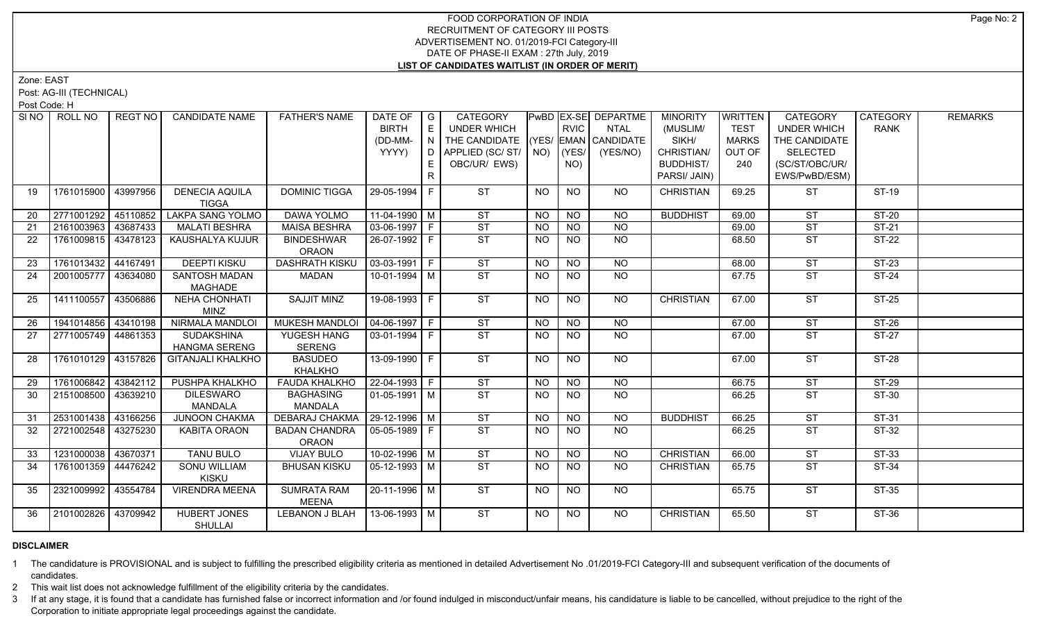# FOOD CORPORATION OF INDIA
## RECRUITMENT OF CATEGORY III POSTS
## ADVERTISEMENT NO. 01/2019-FCI Category-III
## DATE OF PHASE-II EXAM : 27th July, 2019
## LIST OF CANDIDATES WAITLIST (IN ORDER OF MERIT)

Zone: EAST

Post: AG-III (TECHNICAL)

Post Code: H

| SI NO | ROLL NO | REGT NO | CANDIDATE NAME | FATHER'S NAME | DATE OF BIRTH (DD-MM-YYYY) | GENDER | CATEGORY UNDER WHICH THE CANDIDATE APPLIED (SC/ ST/ OBC/UR/ EWS) | PwBD (YES/ NO) | EX-SERVICEMAN (YES/ NO) | DEPARTMENTAL CANDIDATE (YES/NO) | MINORITY (MUSLIM/ SIKH/ CHRISTIAN/ BUDDHIST/ PARSI/ JAIN) | WRITTEN TEST MARKS OUT OF 240 | CATEGORY UNDER WHICH THE CANDIDATE SELECTED (SC/ST/OBC/UR/ EWS/PwBD/ESM) | CATEGORY RANK | REMARKS |
|---|---|---|---|---|---|---|---|---|---|---|---|---|---|---|---|
| 19 | 1761015900 | 43997956 | DENECIA AQUILA TIGGA | DOMINIC TIGGA | 29-05-1994 | F | ST | NO | NO | NO | CHRISTIAN | 69.25 | ST | ST-19 | |
| 20 | 2771001292 | 45110852 | LAKPA SANG YOLMO | DAWA YOLMO | 11-04-1990 | M | ST | NO | NO | NO | BUDDHIST | 69.00 | ST | ST-20 | |
| 21 | 2161003963 | 43687433 | MALATI BESHRA | MAISA BESHRA | 03-06-1997 | F | ST | NO | NO | NO | | 69.00 | ST | ST-21 | |
| 22 | 1761009815 | 43478123 | KAUSHALYA KUJUR | BINDESHWAR ORAON | 26-07-1992 | F | ST | NO | NO | NO | | 68.50 | ST | ST-22 | |
| 23 | 1761013432 | 44167491 | DEEPTI KISKU | DASHRATH KISKU | 03-03-1991 | F | ST | NO | NO | NO | | 68.00 | ST | ST-23 | |
| 24 | 2001005777 | 43634080 | SANTOSH MADAN MAGHADE | MADAN | 10-01-1994 | M | ST | NO | NO | NO | | 67.75 | ST | ST-24 | |
| 25 | 1411100557 | 43506886 | NEHA CHONHATI MINZ | SAJJIT MINZ | 19-08-1993 | F | ST | NO | NO | NO | CHRISTIAN | 67.00 | ST | ST-25 | |
| 26 | 1941014856 | 43410198 | NIRMALA MANDLOI | MUKESH MANDLOI | 04-06-1997 | F | ST | NO | NO | NO | | 67.00 | ST | ST-26 | |
| 27 | 2771005749 | 44861353 | SUDAKSHINA HANGMA SERENG | YUGESH HANG SERENG | 03-01-1994 | F | ST | NO | NO | NO | | 67.00 | ST | ST-27 | |
| 28 | 1761010129 | 43157826 | GITANJALI KHALKHO | BASUDEO KHALKHO | 13-09-1990 | F | ST | NO | NO | NO | | 67.00 | ST | ST-28 | |
| 29 | 1761006842 | 43842112 | PUSHPA KHALKHO | FAUDA KHALKHO | 22-04-1993 | F | ST | NO | NO | NO | | 66.75 | ST | ST-29 | |
| 30 | 2151008500 | 43639210 | DILESWARO MANDALA | BAGHASING MANDALA | 01-05-1991 | M | ST | NO | NO | NO | | 66.25 | ST | ST-30 | |
| 31 | 2531001438 | 43166256 | JUNOON CHAKMA | DEBARAJ CHAKMA | 29-12-1996 | M | ST | NO | NO | NO | BUDDHIST | 66.25 | ST | ST-31 | |
| 32 | 2721002548 | 43275230 | KABITA ORAON | BADAN CHANDRA ORAON | 05-05-1989 | F | ST | NO | NO | NO | | 66.25 | ST | ST-32 | |
| 33 | 1231000038 | 43670371 | TANU BULO | VIJAY BULO | 10-02-1996 | M | ST | NO | NO | NO | CHRISTIAN | 66.00 | ST | ST-33 | |
| 34 | 1761001359 | 44476242 | SONU WILLIAM KISKU | BHUSAN KISKU | 05-12-1993 | M | ST | NO | NO | NO | CHRISTIAN | 65.75 | ST | ST-34 | |
| 35 | 2321009992 | 43554784 | VIRENDRA MEENA | SUMRATA RAM MEENA | 20-11-1996 | M | ST | NO | NO | NO | | 65.75 | ST | ST-35 | |
| 36 | 2101002826 | 43709942 | HUBERT JONES SHULLAI | LEBANON J BLAH | 13-06-1993 | M | ST | NO | NO | NO | CHRISTIAN | 65.50 | ST | ST-36 | |

**DISCLAIMER**

1 The candidature is PROVISIONAL and is subject to fulfilling the prescribed eligibility criteria as mentioned in detailed Advertisement No .01/2019-FCI Category-III and subsequent verification of the documents of candidates.

2 This wait list does not acknowledge fulfillment of the eligibility criteria by the candidates.

3 If at any stage, it is found that a candidate has furnished false or incorrect information and /or found indulged in misconduct/unfair means, his candidature is liable to be cancelled, without prejudice to the right of the Corporation to initiate appropriate legal proceedings against the candidate.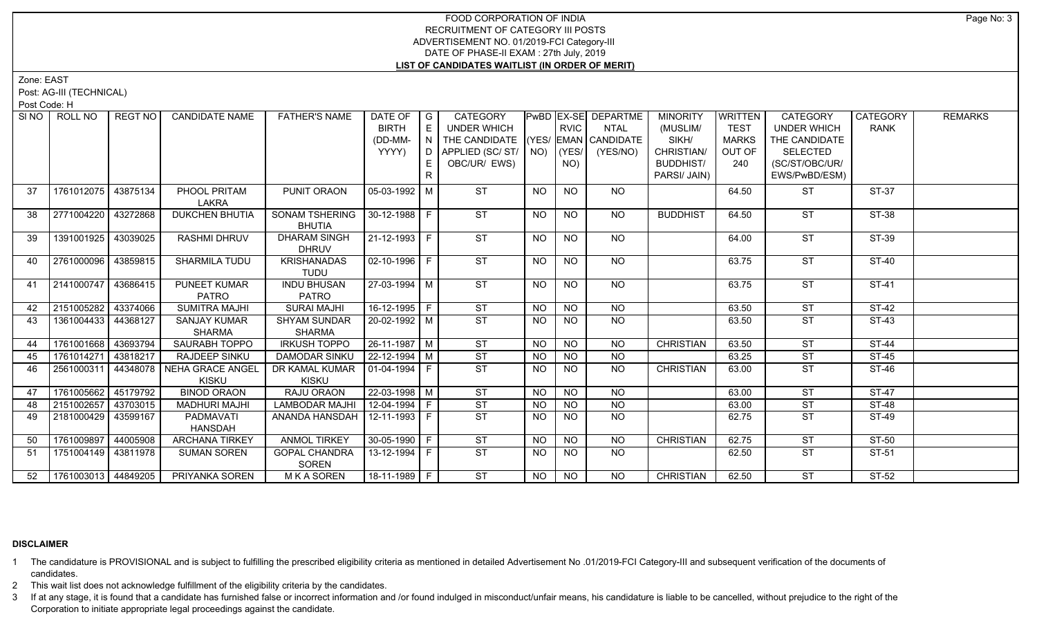FOOD CORPORATION OF INDIA
RECRUITMENT OF CATEGORY III POSTS
ADVERTISEMENT NO. 01/2019-FCI Category-III
DATE OF PHASE-II EXAM : 27th July, 2019
**LIST OF CANDIDATES WAITLIST (IN ORDER OF MERIT)**

Zone: EAST
Post: AG-III (TECHNICAL)
Post Code: H

| Sl NO | ROLL NO | REGT NO | CANDIDATE NAME | FATHER'S NAME | DATE OF BIRTH (DD-MM-YYYY) | GENDER | CATEGORY UNDER WHICH THE CANDIDATE APPLIED (SC/ ST/ OBC/UR/ EWS) | PwBD (YES/ NO) | EX-SERVICEMAN (YES/ NO) | DEPARTMENTAL CANDIDATE (YES/NO) | MINORITY (MUSLIM/ SIKH/ CHRISTIAN/ BUDDHIST/ PARSI/ JAIN) | WRITTEN TEST MARKS OUT OF 240 | CATEGORY UNDER WHICH THE CANDIDATE SELECTED (SC/ST/OBC/UR/ EWS/PwBD/ESM) | CATEGORY RANK | REMARKS |
|---|---|---|---|---|---|---|---|---|---|---|---|---|---|---|---|
| 37 | 1761012075 | 43875134 | PHOOL PRITAM LAKRA | PUNIT ORAON | 05-03-1992 | M | ST | NO | NO | NO | | 64.50 | ST | ST-37 | |
| 38 | 2771004220 | 43272868 | DUKCHEN BHUTIA | SONAM TSHERING BHUTIA | 30-12-1988 | F | ST | NO | NO | NO | BUDDHIST | 64.50 | ST | ST-38 | |
| 39 | 1391001925 | 43039025 | RASHMI DHRUV | DHARAM SINGH DHRUV | 21-12-1993 | F | ST | NO | NO | NO | | 64.00 | ST | ST-39 | |
| 40 | 2761000096 | 43859815 | SHARMILA TUDU | KRISHANADAS TUDU | 02-10-1996 | F | ST | NO | NO | NO | | 63.75 | ST | ST-40 | |
| 41 | 2141000747 | 43686415 | PUNEET KUMAR PATRO | INDU BHUSAN PATRO | 27-03-1994 | M | ST | NO | NO | NO | | 63.75 | ST | ST-41 | |
| 42 | 2151005282 | 43374066 | SUMITRA MAJHI | SURAI MAJHI | 16-12-1995 | F | ST | NO | NO | NO | | 63.50 | ST | ST-42 | |
| 43 | 1361004433 | 44368127 | SANJAY KUMAR SHARMA | SHYAM SUNDAR SHARMA | 20-02-1992 | M | ST | NO | NO | NO | | 63.50 | ST | ST-43 | |
| 44 | 1761001668 | 43693794 | SAURABH TOPPO | IRKUSH TOPPO | 26-11-1987 | M | ST | NO | NO | NO | CHRISTIAN | 63.50 | ST | ST-44 | |
| 45 | 1761014271 | 43818217 | RAJDEEP SINKU | DAMODAR SINKU | 22-12-1994 | M | ST | NO | NO | NO | | 63.25 | ST | ST-45 | |
| 46 | 2561000311 | 44348078 | NEHA GRACE ANGEL KISKU | DR KAMAL KUMAR KISKU | 01-04-1994 | F | ST | NO | NO | NO | CHRISTIAN | 63.00 | ST | ST-46 | |
| 47 | 1761005662 | 45179792 | BINOD ORAON | RAJU ORAON | 22-03-1998 | M | ST | NO | NO | NO | | 63.00 | ST | ST-47 | |
| 48 | 2151002657 | 43703015 | MADHURI MAJHI | LAMBODAR MAJHI | 12-04-1994 | F | ST | NO | NO | NO | | 63.00 | ST | ST-48 | |
| 49 | 2181000429 | 43599167 | PADMAVATI HANSDAH | ANANDA HANSDAH | 12-11-1993 | F | ST | NO | NO | NO | | 62.75 | ST | ST-49 | |
| 50 | 1761009897 | 44005908 | ARCHANA TIRKEY | ANMOL TIRKEY | 30-05-1990 | F | ST | NO | NO | NO | CHRISTIAN | 62.75 | ST | ST-50 | |
| 51 | 1751004149 | 43811978 | SUMAN SOREN | GOPAL CHANDRA SOREN | 13-12-1994 | F | ST | NO | NO | NO | | 62.50 | ST | ST-51 | |
| 52 | 1761003013 | 44849205 | PRIYANKA SOREN | M K A SOREN | 18-11-1989 | F | ST | NO | NO | NO | CHRISTIAN | 62.50 | ST | ST-52 | |

**DISCLAIMER**

1 The candidature is PROVISIONAL and is subject to fulfilling the prescribed eligibility criteria as mentioned in detailed Advertisement No .01/2019-FCI Category-III and subsequent verification of the documents of candidates.

2 This wait list does not acknowledge fulfillment of the eligibility criteria by the candidates.

3 If at any stage, it is found that a candidate has furnished false or incorrect information and /or found indulged in misconduct/unfair means, his candidature is liable to be cancelled, without prejudice to the right of the Corporation to initiate appropriate legal proceedings against the candidate.